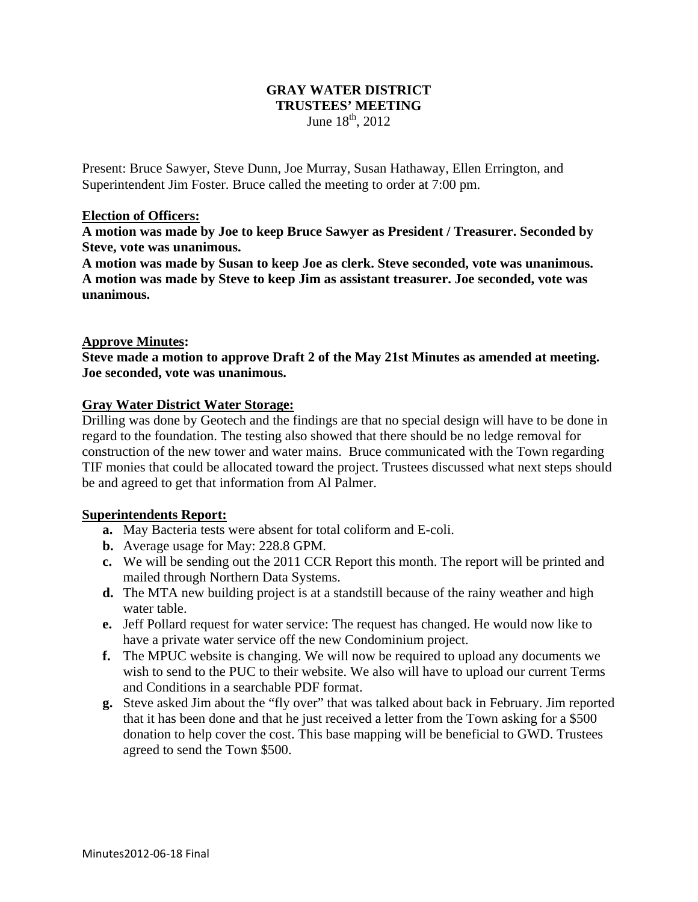**GRAY WATER DISTRICT**
**TRUSTEES' MEETING**
June 18th, 2012

Present: Bruce Sawyer, Steve Dunn, Joe Murray, Susan Hathaway, Ellen Errington, and Superintendent Jim Foster. Bruce called the meeting to order at 7:00 pm.

**Election of Officers:**

**A motion was made by Joe to keep Bruce Sawyer as President / Treasurer. Seconded by Steve, vote was unanimous.**
**A motion was made by Susan to keep Joe as clerk. Steve seconded, vote was unanimous.**
**A motion was made by Steve to keep Jim as assistant treasurer. Joe seconded, vote was unanimous.**

**Approve Minutes:**

**Steve made a motion to approve Draft 2 of the May 21st Minutes as amended at meeting. Joe seconded, vote was unanimous.**

**Gray Water District Water Storage:**

Drilling was done by Geotech and the findings are that no special design will have to be done in regard to the foundation. The testing also showed that there should be no ledge removal for construction of the new tower and water mains. Bruce communicated with the Town regarding TIF monies that could be allocated toward the project. Trustees discussed what next steps should be and agreed to get that information from Al Palmer.

**Superintendents Report:**

- **a.** May Bacteria tests were absent for total coliform and E-coli.
- **b.** Average usage for May: 228.8 GPM.
- **c.** We will be sending out the 2011 CCR Report this month. The report will be printed and mailed through Northern Data Systems.
- **d.** The MTA new building project is at a standstill because of the rainy weather and high water table.
- **e.** Jeff Pollard request for water service: The request has changed. He would now like to have a private water service off the new Condominium project.
- **f.** The MPUC website is changing. We will now be required to upload any documents we wish to send to the PUC to their website. We also will have to upload our current Terms and Conditions in a searchable PDF format.
- **g.** Steve asked Jim about the "fly over" that was talked about back in February. Jim reported that it has been done and that he just received a letter from the Town asking for a $500 donation to help cover the cost. This base mapping will be beneficial to GWD. Trustees agreed to send the Town $500.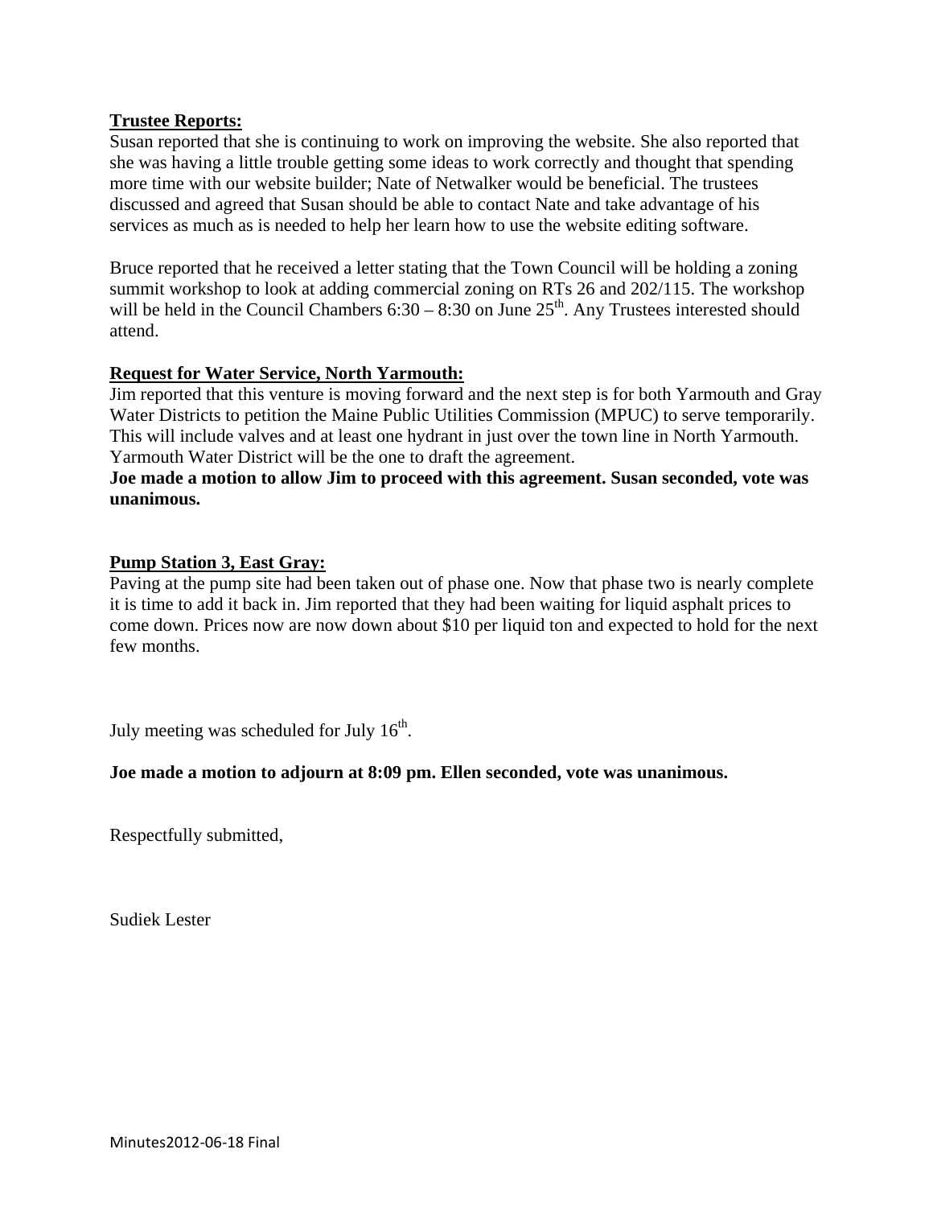**Trustee Reports:**

Susan reported that she is continuing to work on improving the website. She also reported that she was having a little trouble getting some ideas to work correctly and thought that spending more time with our website builder; Nate of Netwalker would be beneficial. The trustees discussed and agreed that Susan should be able to contact Nate and take advantage of his services as much as is needed to help her learn how to use the website editing software.

Bruce reported that he received a letter stating that the Town Council will be holding a zoning summit workshop to look at adding commercial zoning on RTs 26 and 202/115. The workshop will be held in the Council Chambers 6:30 – 8:30 on June 25th. Any Trustees interested should attend.

**Request for Water Service, North Yarmouth:**

Jim reported that this venture is moving forward and the next step is for both Yarmouth and Gray Water Districts to petition the Maine Public Utilities Commission (MPUC) to serve temporarily. This will include valves and at least one hydrant in just over the town line in North Yarmouth. Yarmouth Water District will be the one to draft the agreement.

**Joe made a motion to allow Jim to proceed with this agreement. Susan seconded, vote was unanimous.**

**Pump Station 3, East Gray:**

Paving at the pump site had been taken out of phase one. Now that phase two is nearly complete it is time to add it back in. Jim reported that they had been waiting for liquid asphalt prices to come down. Prices now are now down about $10 per liquid ton and expected to hold for the next few months.

July meeting was scheduled for July 16th.

**Joe made a motion to adjourn at 8:09 pm. Ellen seconded, vote was unanimous.**

Respectfully submitted,

Sudiek Lester

Minutes2012-06-18 Final